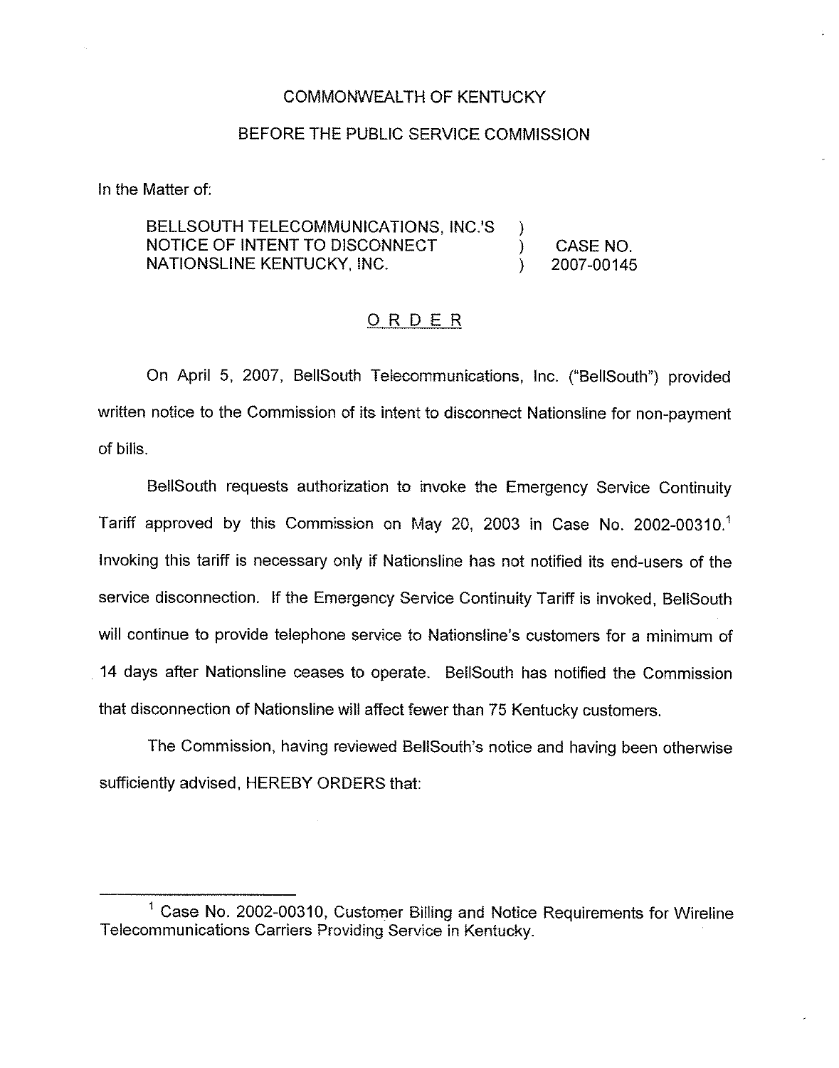COMMONWEALTH OF KENTUCKY

BEFORE THE PUBLIC SERVICE COMMISSION

In the Matter of:

| | | |
|---|---|---|
| BELLSOUTH TELECOMMUNICATIONS, INC.'S NOTICE OF INTENT TO DISCONNECT NATIONSLINE KENTUCKY, INC. | ) ) ) | CASE NO. 2007-00145 |

# ORDER

On April 5, 2007, BellSouth Telecommunications, Inc. ("BellSouth") provided written notice to the Commission of its intent to disconnect Nationsline for non-payment of bills.

BellSouth requests authorization to invoke the Emergency Service Continuity Tariff approved by this Commission on May 20, 2003 in Case No. 2002-00310.[1] Invoking this tariff is necessary only if Nationsline has not notified its end-users of the service disconnection. If the Emergency Service Continuity Tariff is invoked, BellSouth will continue to provide telephone service to Nationsline's customers for a minimum of 14 days after Nationsline ceases to operate. BellSouth has notified the Commission that disconnection of Nationsline will affect fewer than 75 Kentucky customers.

The Commission, having reviewed BellSouth's notice and having been otherwise sufficiently advised, HEREBY ORDERS that:

---

[1] Case No. 2002-00310, Customer Billing and Notice Requirements for Wireline Telecommunications Carriers Providing Service in Kentucky.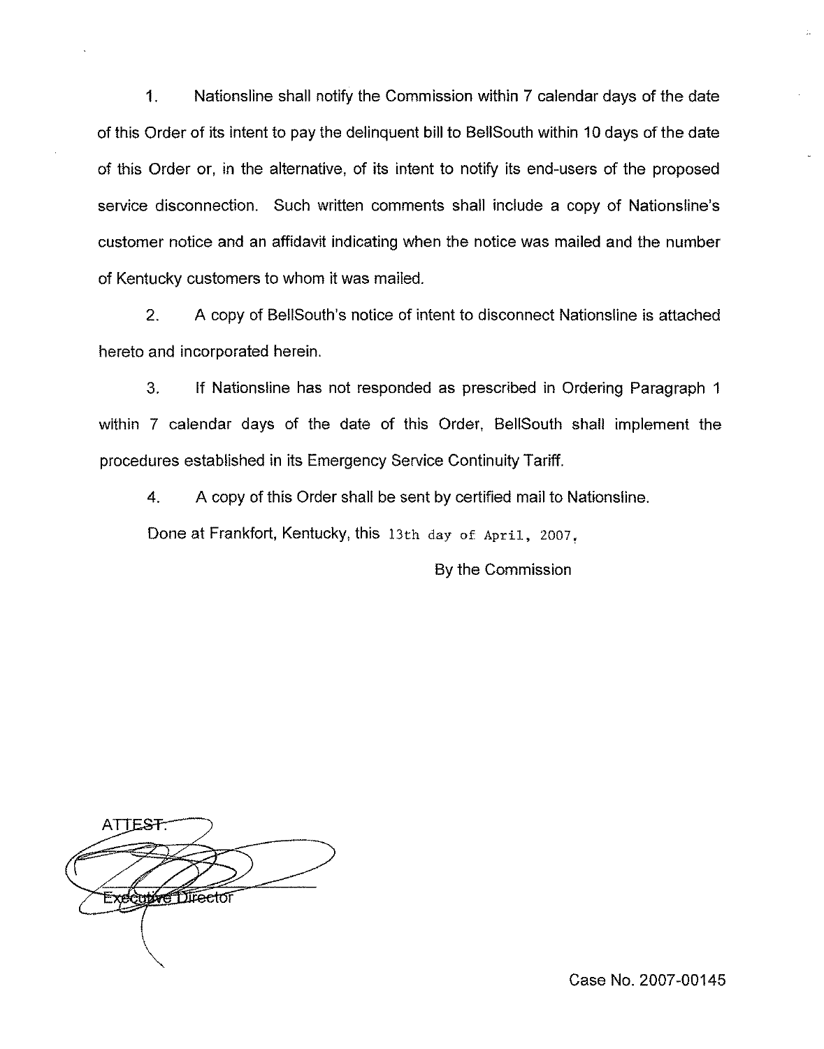1. Nationsline shall notify the Commission within 7 calendar days of the date of this Order of its intent to pay the delinquent bill to BellSouth within 10 days of the date of this Order or, in the alternative, of its intent to notify its end-users of the proposed service disconnection. Such written comments shall include a copy of Nationsline's customer notice and an affidavit indicating when the notice was mailed and the number of Kentucky customers to whom it was mailed.

2. A copy of BellSouth's notice of intent to disconnect Nationsline is attached hereto and incorporated herein.

3. If Nationsline has not responded as prescribed in Ordering Paragraph 1 within 7 calendar days of the date of this Order, BellSouth shall implement the procedures established in its Emergency Service Continuity Tariff.

4. A copy of this Order shall be sent by certified mail to Nationsline.

Done at Frankfort, Kentucky, this 13th day of April, 2007.

By the Commission

ATTEST:

Executive Director

Case No. 2007-00145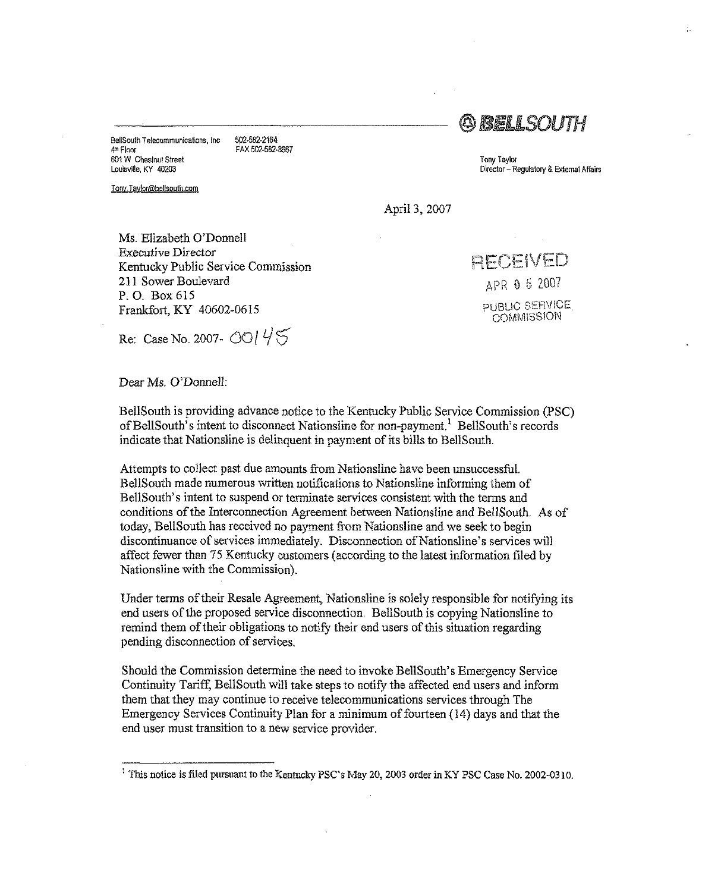BellSouth Telecommunications, Inc
4th Floor
601 W Chestnut Street
Louisville, KY 40203

502-582-2164
FAX 502-582-8667

Tony.Taylor@bellsouth.com

**BELLSOUTH**

Tony Taylor
Director – Regulatory & External Affairs

April 3, 2007

Ms. Elizabeth O'Donnell
Executive Director
Kentucky Public Service Commission
211 Sower Boulevard
P. O. Box 615
Frankfort, KY 40602-0615

RECEIVED
APR 0 5 2007
PUBLIC SERVICE COMMISSION

Re: Case No. 2007- 00145

Dear Ms. O'Donnell:

BellSouth is providing advance notice to the Kentucky Public Service Commission (PSC) of BellSouth's intent to disconnect Nationsline for non-payment.[1] BellSouth's records indicate that Nationsline is delinquent in payment of its bills to BellSouth.

Attempts to collect past due amounts from Nationsline have been unsuccessful. BellSouth made numerous written notifications to Nationsline informing them of BellSouth's intent to suspend or terminate services consistent with the terms and conditions of the Interconnection Agreement between Nationsline and BellSouth. As of today, BellSouth has received no payment from Nationsline and we seek to begin discontinuance of services immediately. Disconnection of Nationsline's services will affect fewer than 75 Kentucky customers (according to the latest information filed by Nationsline with the Commission).

Under terms of their Resale Agreement, Nationsline is solely responsible for notifying its end users of the proposed service disconnection. BellSouth is copying Nationsline to remind them of their obligations to notify their end users of this situation regarding pending disconnection of services.

Should the Commission determine the need to invoke BellSouth's Emergency Service Continuity Tariff, BellSouth will take steps to notify the affected end users and inform them that they may continue to receive telecommunications services through The Emergency Services Continuity Plan for a minimum of fourteen (14) days and that the end user must transition to a new service provider.

[1] This notice is filed pursuant to the Kentucky PSC's May 20, 2003 order in KY PSC Case No. 2002-0310.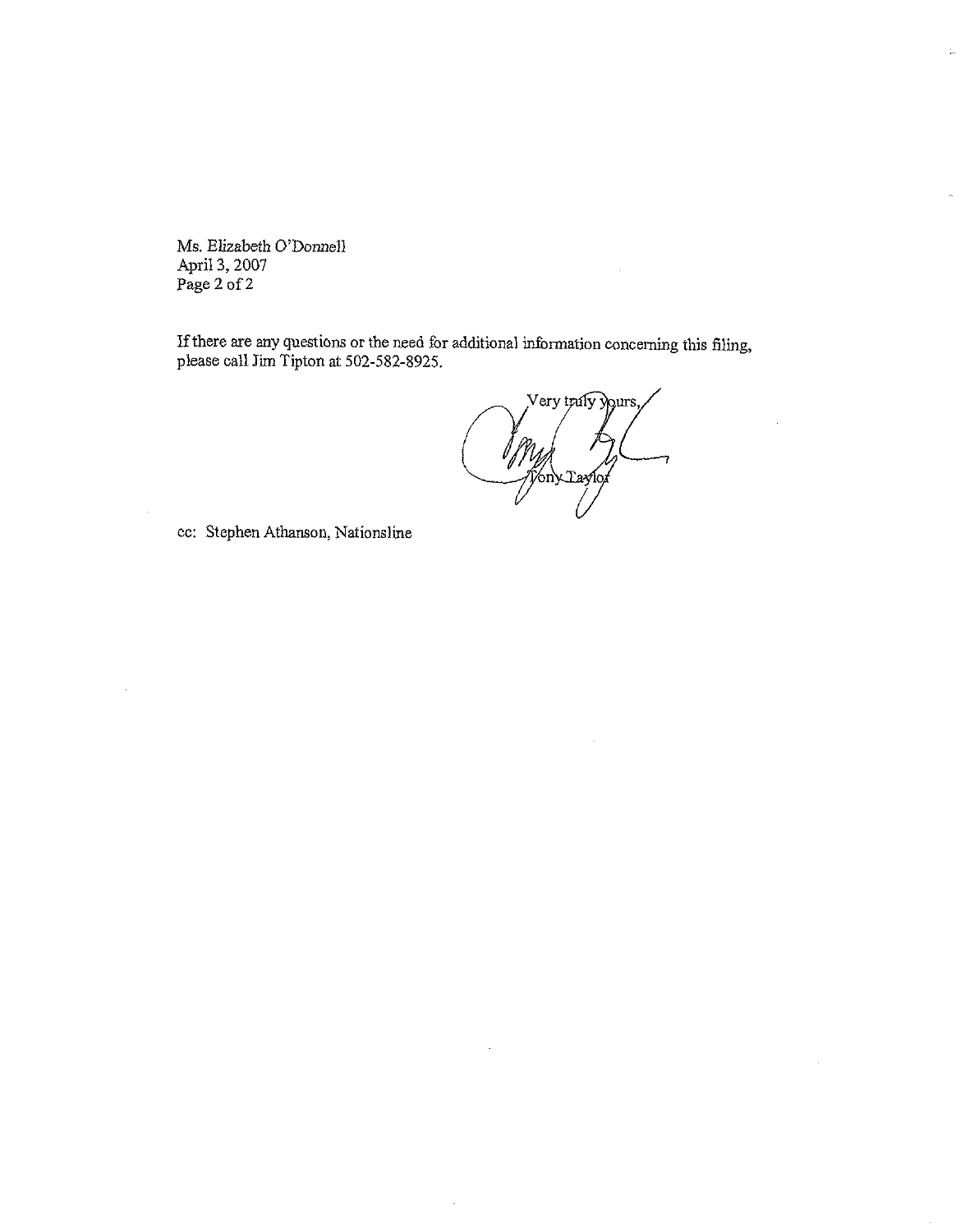Ms. Elizabeth O'Donnell
April 3, 2007
Page 2 of 2

If there are any questions or the need for additional information concerning this filing, please call Jim Tipton at 502-582-8925.

Very truly yours,

Tony Taylor

cc: Stephen Athanson, Nationsline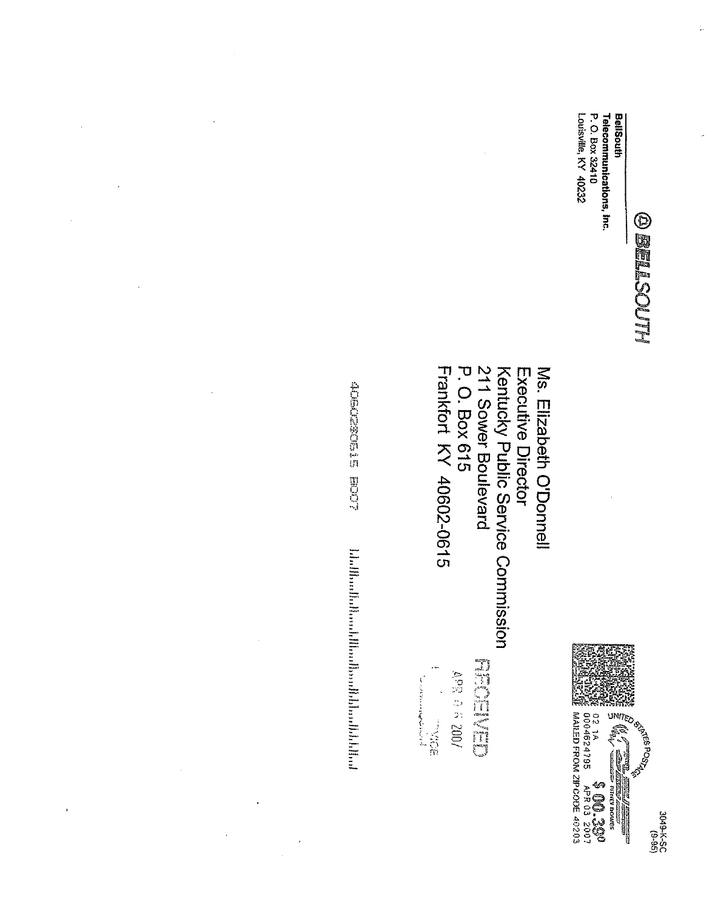BellSouth
Telecommunications, Inc.
P. O. Box 32410
Louisville, KY 40232

BELLSOUTH

3049-K-SC
(9-95)

UNITED STATES POSTAGE
PITNEY BOWES
02 1A
0004624795
$ 00.390
APR 03 2007
MAILED FROM ZIPCODE 40203

Ms. Elizabeth O'Donnell
Executive Director
Kentucky Public Service Commission
211 Sower Boulevard
P. O. Box 615
Frankfort KY 40602-0615

RECEIVED
APR 0 5 2007
PUBLIC SERVICE
COMMISSION

40602@0615 B007